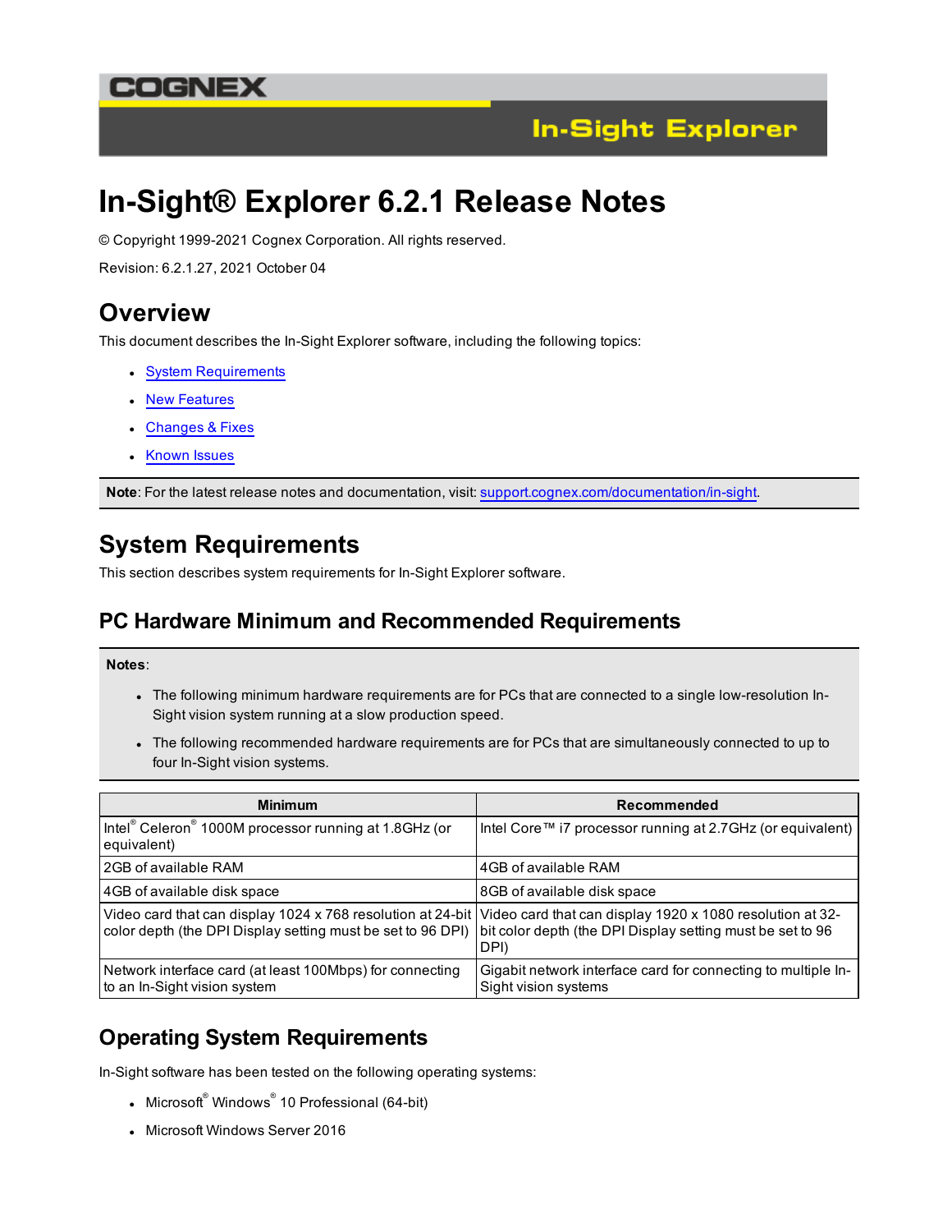# In-Sight® Explorer 6.2.1 Release Notes

© Copyright 1999-2021 Cognex Corporation. All rights reserved.

Revision: 6.2.1.27, 2021 October 04

## Overview

This document describes the In-Sight Explorer software, including the following topics:

- System Requirements
- New Features
- Changes & Fixes
- Known Issues

**Note**: For the latest release notes and documentation, visit: support.cognex.com/documentation/in-sight.

## System Requirements

This section describes system requirements for In-Sight Explorer software.

### PC Hardware Minimum and Recommended Requirements

**Notes**:

- The following minimum hardware requirements are for PCs that are connected to a single low-resolution In-Sight vision system running at a slow production speed.
- The following recommended hardware requirements are for PCs that are simultaneously connected to up to four In-Sight vision systems.

| Minimum | Recommended |
|---|---|
| Intel® Celeron® 1000M processor running at 1.8GHz (or equivalent) | Intel Core™ i7 processor running at 2.7GHz (or equivalent) |
| 2GB of available RAM | 4GB of available RAM |
| 4GB of available disk space | 8GB of available disk space |
| Video card that can display 1024 x 768 resolution at 24-bit color depth (the DPI Display setting must be set to 96 DPI) | Video card that can display 1920 x 1080 resolution at 32-bit color depth (the DPI Display setting must be set to 96 DPI) |
| Network interface card (at least 100Mbps) for connecting to an In-Sight vision system | Gigabit network interface card for connecting to multiple In-Sight vision systems |

### Operating System Requirements

In-Sight software has been tested on the following operating systems:

- Microsoft® Windows® 10 Professional (64-bit)
- Microsoft Windows Server 2016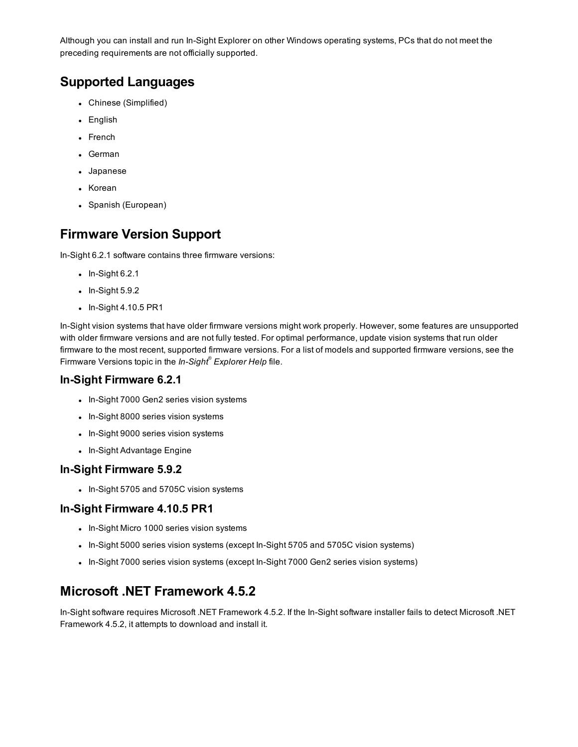Although you can install and run In-Sight Explorer on other Windows operating systems, PCs that do not meet the preceding requirements are not officially supported.

## Supported Languages

- Chinese (Simplified)
- English
- French
- German
- Japanese
- Korean
- Spanish (European)

## Firmware Version Support

In-Sight 6.2.1 software contains three firmware versions:

- In-Sight 6.2.1
- In-Sight 5.9.2
- In-Sight 4.10.5 PR1

In-Sight vision systems that have older firmware versions might work properly. However, some features are unsupported with older firmware versions and are not fully tested. For optimal performance, update vision systems that run older firmware to the most recent, supported firmware versions. For a list of models and supported firmware versions, see the Firmware Versions topic in the *In-Sight® Explorer Help* file.

### In-Sight Firmware 6.2.1

- In-Sight 7000 Gen2 series vision systems
- In-Sight 8000 series vision systems
- In-Sight 9000 series vision systems
- In-Sight Advantage Engine

### In-Sight Firmware 5.9.2

- In-Sight 5705 and 5705C vision systems

### In-Sight Firmware 4.10.5 PR1

- In-Sight Micro 1000 series vision systems
- In-Sight 5000 series vision systems (except In-Sight 5705 and 5705C vision systems)
- In-Sight 7000 series vision systems (except In-Sight 7000 Gen2 series vision systems)

## Microsoft .NET Framework 4.5.2

In-Sight software requires Microsoft .NET Framework 4.5.2. If the In-Sight software installer fails to detect Microsoft .NET Framework 4.5.2, it attempts to download and install it.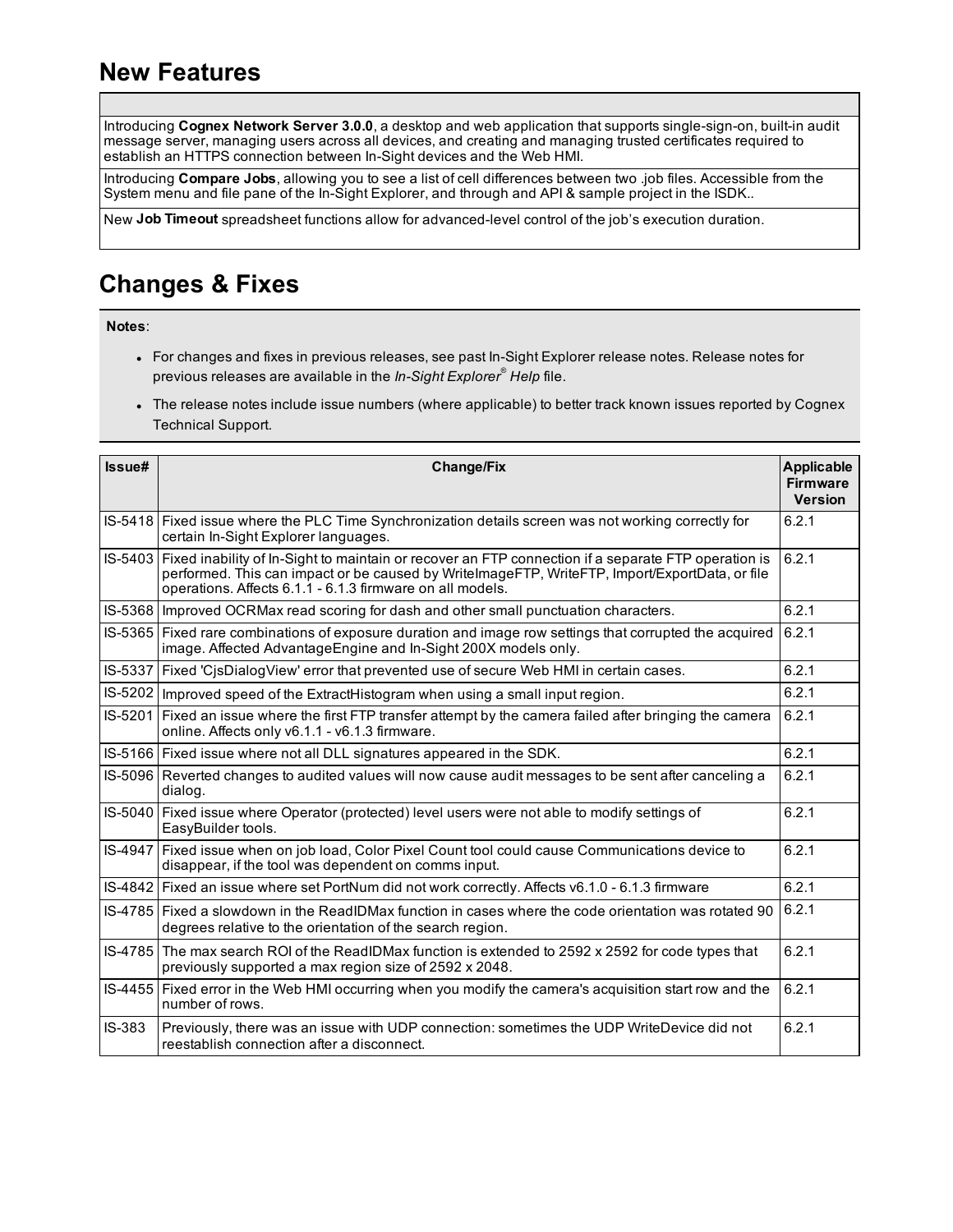## New Features

| |
|---|
| Introducing **Cognex Network Server 3.0.0**, a desktop and web application that supports single-sign-on, built-in audit message server, managing users across all devices, and creating and managing trusted certificates required to establish an HTTPS connection between In-Sight devices and the Web HMI. |
| Introducing **Compare Jobs**, allowing you to see a list of cell differences between two .job files. Accessible from the System menu and file pane of the In-Sight Explorer, and through and API & sample project in the ISDK.. |
| New **Job Timeout** spreadsheet functions allow for advanced-level control of the job's execution duration. |

## Changes & Fixes

**Notes**:

- For changes and fixes in previous releases, see past In-Sight Explorer release notes. Release notes for previous releases are available in the *In-Sight Explorer® Help* file.
- The release notes include issue numbers (where applicable) to better track known issues reported by Cognex Technical Support.

| Issue# | Change/Fix | Applicable Firmware Version |
|---|---|---|
| IS-5418 | Fixed issue where the PLC Time Synchronization details screen was not working correctly for certain In-Sight Explorer languages. | 6.2.1 |
| IS-5403 | Fixed inability of In-Sight to maintain or recover an FTP connection if a separate FTP operation is performed. This can impact or be caused by WriteImageFTP, WriteFTP, Import/ExportData, or file operations. Affects 6.1.1 - 6.1.3 firmware on all models. | 6.2.1 |
| IS-5368 | Improved OCRMax read scoring for dash and other small punctuation characters. | 6.2.1 |
| IS-5365 | Fixed rare combinations of exposure duration and image row settings that corrupted the acquired image. Affected AdvantageEngine and In-Sight 200X models only. | 6.2.1 |
| IS-5337 | Fixed 'CjsDialogView' error that prevented use of secure Web HMI in certain cases. | 6.2.1 |
| IS-5202 | Improved speed of the ExtractHistogram when using a small input region. | 6.2.1 |
| IS-5201 | Fixed an issue where the first FTP transfer attempt by the camera failed after bringing the camera online. Affects only v6.1.1 - v6.1.3 firmware. | 6.2.1 |
| IS-5166 | Fixed issue where not all DLL signatures appeared in the SDK. | 6.2.1 |
| IS-5096 | Reverted changes to audited values will now cause audit messages to be sent after canceling a dialog. | 6.2.1 |
| IS-5040 | Fixed issue where Operator (protected) level users were not able to modify settings of EasyBuilder tools. | 6.2.1 |
| IS-4947 | Fixed issue when on job load, Color Pixel Count tool could cause Communications device to disappear, if the tool was dependent on comms input. | 6.2.1 |
| IS-4842 | Fixed an issue where set PortNum did not work correctly. Affects v6.1.0 - 6.1.3 firmware | 6.2.1 |
| IS-4785 | Fixed a slowdown in the ReadIDMax function in cases where the code orientation was rotated 90 degrees relative to the orientation of the search region. | 6.2.1 |
| IS-4785 | The max search ROI of the ReadIDMax function is extended to 2592 x 2592 for code types that previously supported a max region size of 2592 x 2048. | 6.2.1 |
| IS-4455 | Fixed error in the Web HMI occurring when you modify the camera's acquisition start row and the number of rows. | 6.2.1 |
| IS-383 | Previously, there was an issue with UDP connection: sometimes the UDP WriteDevice did not reestablish connection after a disconnect. | 6.2.1 |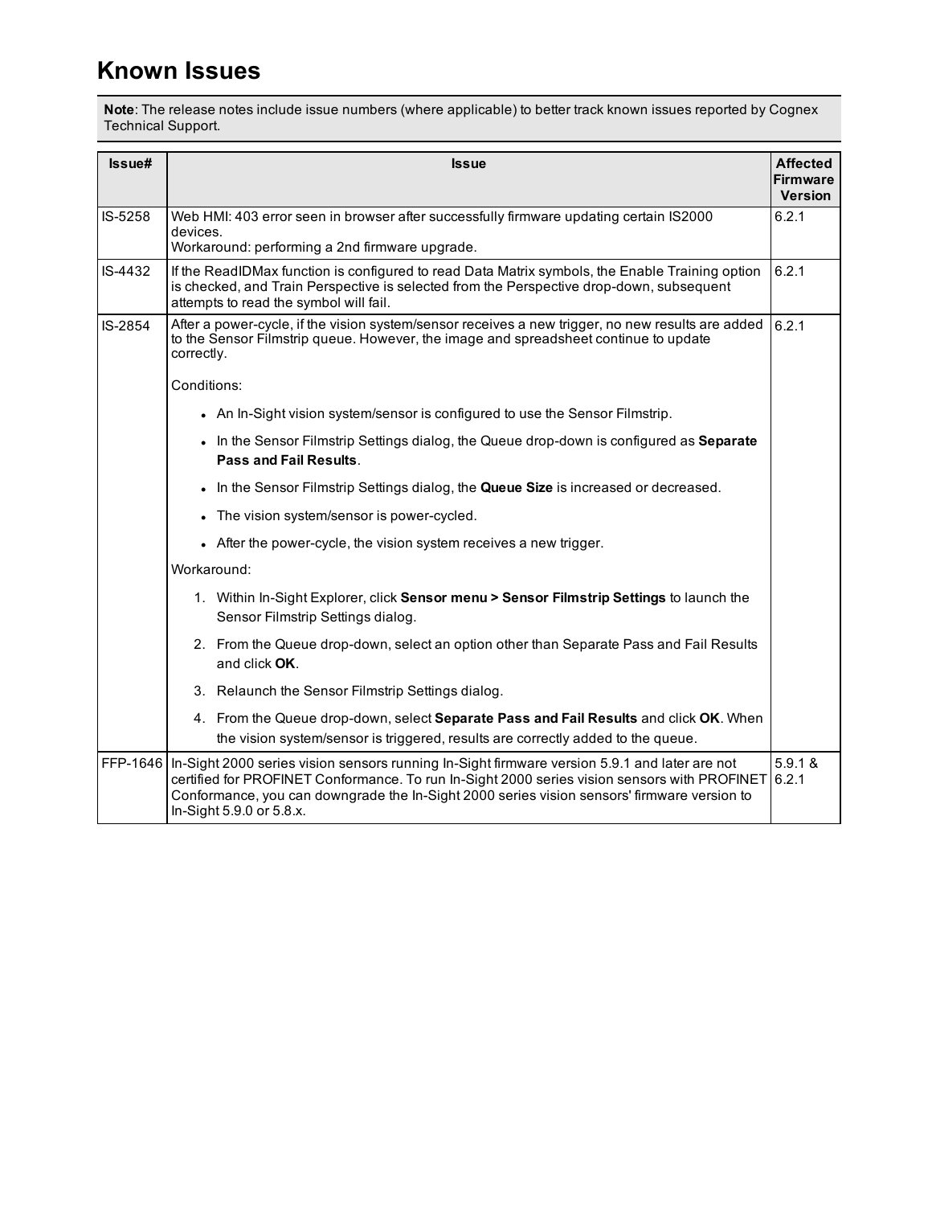# Known Issues

**Note**: The release notes include issue numbers (where applicable) to better track known issues reported by Cognex Technical Support.

| Issue# | Issue | Affected Firmware Version |
|---|---|---|
| IS-5258 | Web HMI: 403 error seen in browser after successfully firmware updating certain IS2000 devices.<br>Workaround: performing a 2nd firmware upgrade. | 6.2.1 |
| IS-4432 | If the ReadIDMax function is configured to read Data Matrix symbols, the Enable Training option is checked, and Train Perspective is selected from the Perspective drop-down, subsequent attempts to read the symbol will fail. | 6.2.1 |
| IS-2854 | After a power-cycle, if the vision system/sensor receives a new trigger, no new results are added to the Sensor Filmstrip queue. However, the image and spreadsheet continue to update correctly.<br><br>Conditions:<br>• An In-Sight vision system/sensor is configured to use the Sensor Filmstrip.<br>• In the Sensor Filmstrip Settings dialog, the Queue drop-down is configured as **Separate Pass and Fail Results**.<br>• In the Sensor Filmstrip Settings dialog, the **Queue Size** is increased or decreased.<br>• The vision system/sensor is power-cycled.<br>• After the power-cycle, the vision system receives a new trigger.<br><br>Workaround:<br>1. Within In-Sight Explorer, click **Sensor menu > Sensor Filmstrip Settings** to launch the Sensor Filmstrip Settings dialog.<br>2. From the Queue drop-down, select an option other than Separate Pass and Fail Results and click **OK**.<br>3. Relaunch the Sensor Filmstrip Settings dialog.<br>4. From the Queue drop-down, select **Separate Pass and Fail Results** and click **OK**. When the vision system/sensor is triggered, results are correctly added to the queue. | 6.2.1 |
| FFP-1646 | In-Sight 2000 series vision sensors running In-Sight firmware version 5.9.1 and later are not certified for PROFINET Conformance. To run In-Sight 2000 series vision sensors with PROFINET Conformance, you can downgrade the In-Sight 2000 series vision sensors' firmware version to In-Sight 5.9.0 or 5.8.x. | 5.9.1 & 6.2.1 |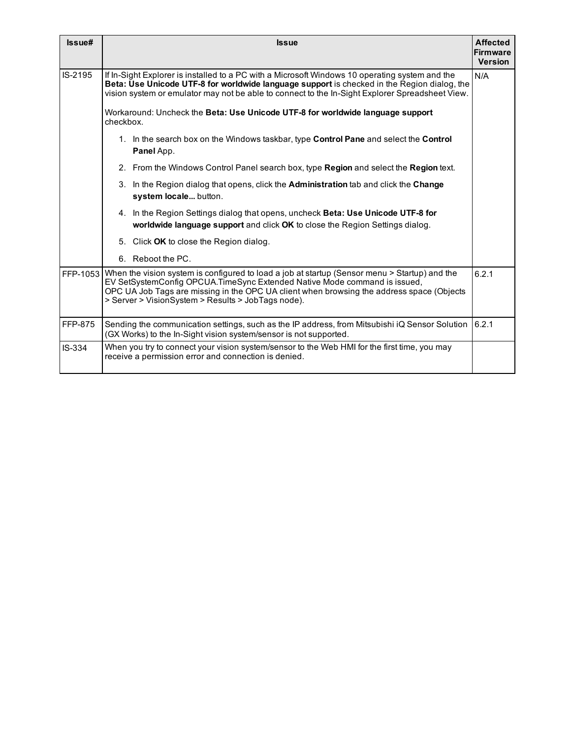| Issue# | Issue | Affected Firmware Version |
| --- | --- | --- |
| IS-2195 | If In-Sight Explorer is installed to a PC with a Microsoft Windows 10 operating system and the **Beta: Use Unicode UTF-8 for worldwide language support** is checked in the Region dialog, the vision system or emulator may not be able to connect to the In-Sight Explorer Spreadsheet View.<br><br>Workaround: Uncheck the **Beta: Use Unicode UTF-8 for worldwide language support** checkbox.<br><br>1. In the search box on the Windows taskbar, type **Control Pane** and select the **Control Panel** App.<br>2. From the Windows Control Panel search box, type **Region** and select the **Region** text.<br>3. In the Region dialog that opens, click the **Administration** tab and click the **Change system locale...** button.<br>4. In the Region Settings dialog that opens, uncheck **Beta: Use Unicode UTF-8 for worldwide language support** and click **OK** to close the Region Settings dialog.<br>5. Click **OK** to close the Region dialog.<br>6. Reboot the PC. | N/A |
| FFP-1053 | When the vision system is configured to load a job at startup (Sensor menu > Startup) and the EV SetSystemConfig OPCUA.TimeSync Extended Native Mode command is issued, OPC UA Job Tags are missing in the OPC UA client when browsing the address space (Objects > Server > VisionSystem > Results > JobTags node). | 6.2.1 |
| FFP-875 | Sending the communication settings, such as the IP address, from Mitsubishi iQ Sensor Solution (GX Works) to the In-Sight vision system/sensor is not supported. | 6.2.1 |
| IS-334 | When you try to connect your vision system/sensor to the Web HMI for the first time, you may receive a permission error and connection is denied. | |